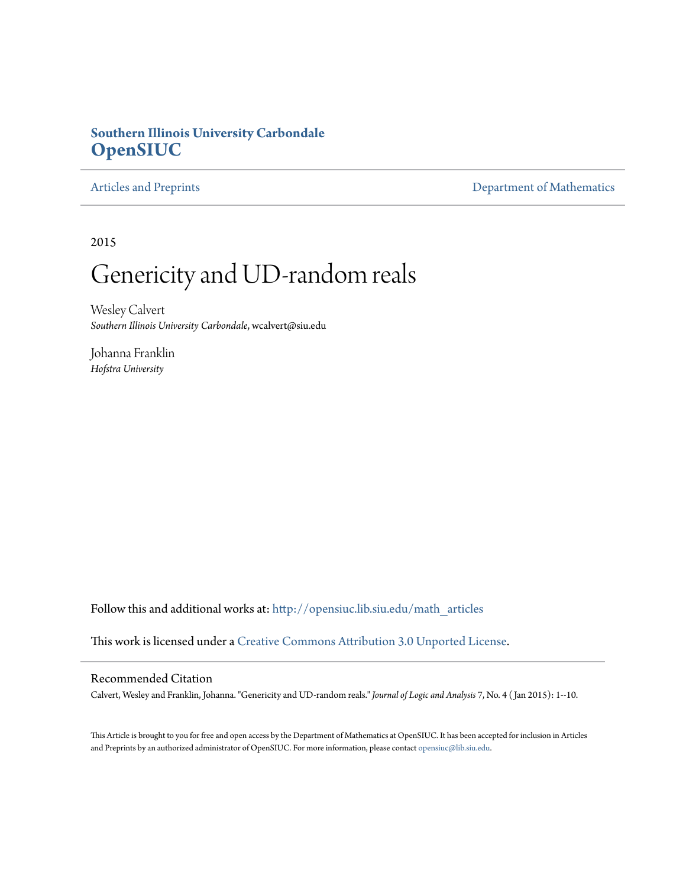**Southern Illinois University Carbondale**
**OpenSIUC**

Articles and Preprints | Department of Mathematics

2015

# Genericity and UD-random reals

Wesley Calvert
*Southern Illinois University Carbondale*, wcalvert@siu.edu

Johanna Franklin
*Hofstra University*

Follow this and additional works at: http://opensiuc.lib.siu.edu/math_articles

This work is licensed under a Creative Commons Attribution 3.0 Unported License.

## Recommended Citation

Calvert, Wesley and Franklin, Johanna. "Genericity and UD-random reals." *Journal of Logic and Analysis* 7, No. 4 (Jan 2015): 1--10.

This Article is brought to you for free and open access by the Department of Mathematics at OpenSIUC. It has been accepted for inclusion in Articles and Preprints by an authorized administrator of OpenSIUC. For more information, please contact opensiuc@lib.siu.edu.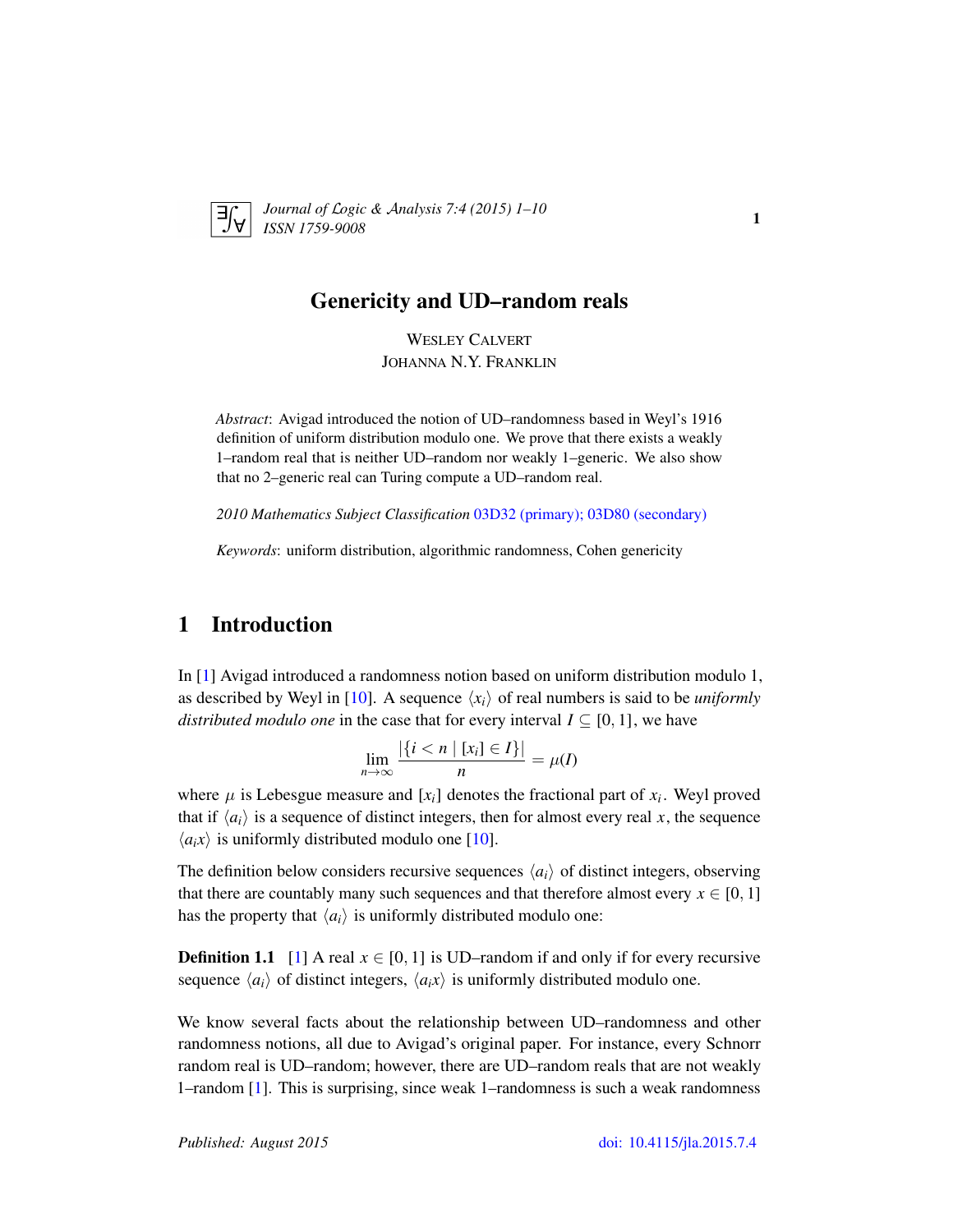# Genericity and UD–random reals

Wesley Calvert  
Johanna N.Y. Franklin

*Abstract*: Avigad introduced the notion of UD–randomness based in Weyl's 1916 definition of uniform distribution modulo one. We prove that there exists a weakly 1–random real that is neither UD–random nor weakly 1–generic. We also show that no 2–generic real can Turing compute a UD–random real.

*2010 Mathematics Subject Classification* 03D32 (primary); 03D80 (secondary)

*Keywords*: uniform distribution, algorithmic randomness, Cohen genericity

## 1 Introduction

In [1] Avigad introduced a randomness notion based on uniform distribution modulo 1, as described by Weyl in [10]. A sequence $\langle x_i \rangle$ of real numbers is said to be *uniformly distributed modulo one* in the case that for every interval $I \subseteq [0, 1]$, we have

$$\lim_{n\to\infty} \frac{|\{i < n \mid [x_i] \in I\}|}{n} = \mu(I)$$

where $\mu$ is Lebesgue measure and $[x_i]$ denotes the fractional part of $x_i$. Weyl proved that if $\langle a_i \rangle$ is a sequence of distinct integers, then for almost every real $x$, the sequence $\langle a_i x \rangle$ is uniformly distributed modulo one [10].

The definition below considers recursive sequences $\langle a_i \rangle$ of distinct integers, observing that there are countably many such sequences and that therefore almost every $x \in [0, 1]$ has the property that $\langle a_i \rangle$ is uniformly distributed modulo one:

**Definition 1.1** [1] A real $x \in [0, 1]$ is UD–random if and only if for every recursive sequence $\langle a_i \rangle$ of distinct integers, $\langle a_i x \rangle$ is uniformly distributed modulo one.

We know several facts about the relationship between UD–randomness and other randomness notions, all due to Avigad's original paper. For instance, every Schnorr random real is UD–random; however, there are UD–random reals that are not weakly 1–random [1]. This is surprising, since weak 1–randomness is such a weak randomness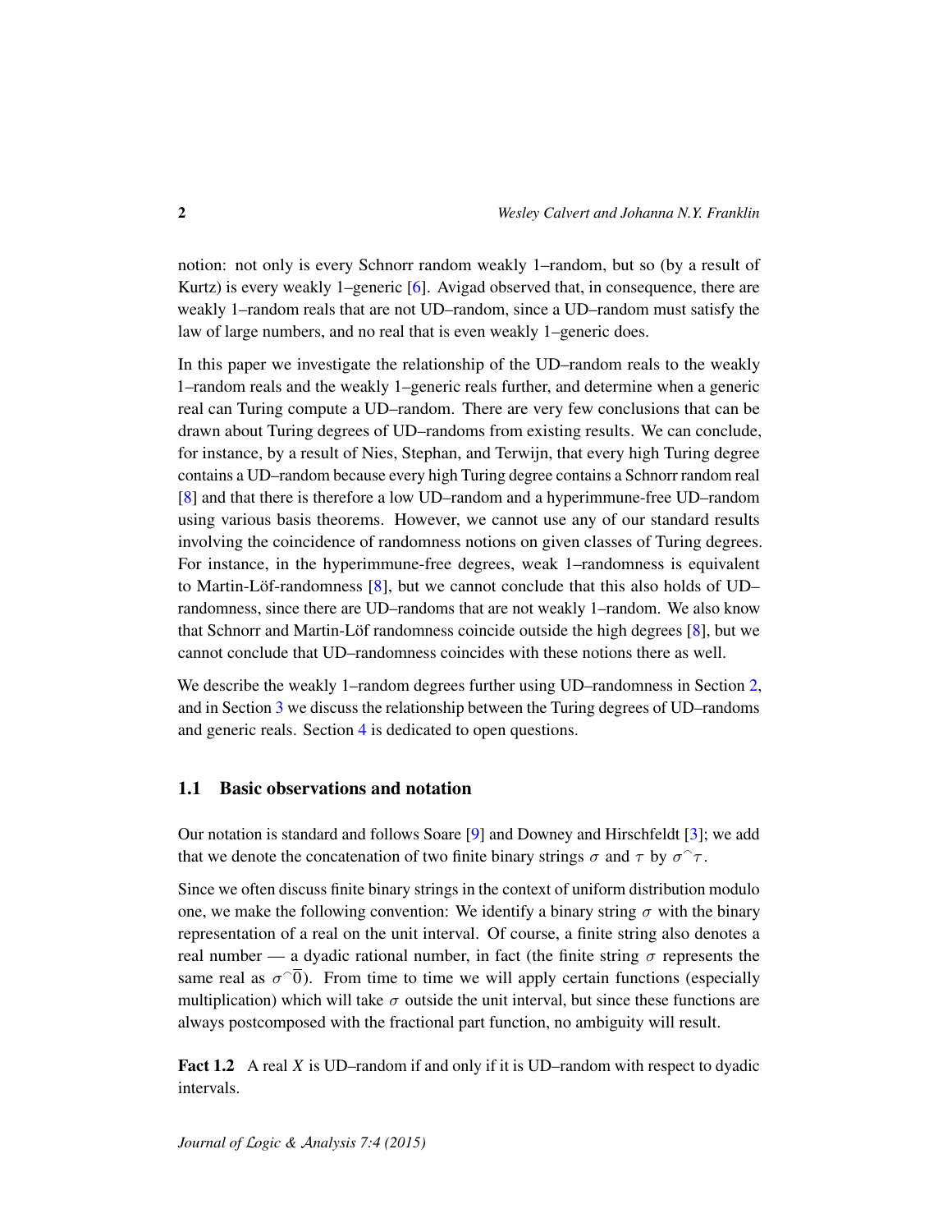notion: not only is every Schnorr random weakly 1–random, but so (by a result of Kurtz) is every weakly 1–generic [6]. Avigad observed that, in consequence, there are weakly 1–random reals that are not UD–random, since a UD–random must satisfy the law of large numbers, and no real that is even weakly 1–generic does.

In this paper we investigate the relationship of the UD–random reals to the weakly 1–random reals and the weakly 1–generic reals further, and determine when a generic real can Turing compute a UD–random. There are very few conclusions that can be drawn about Turing degrees of UD–randoms from existing results. We can conclude, for instance, by a result of Nies, Stephan, and Terwijn, that every high Turing degree contains a UD–random because every high Turing degree contains a Schnorr random real [8] and that there is therefore a low UD–random and a hyperimmune-free UD–random using various basis theorems. However, we cannot use any of our standard results involving the coincidence of randomness notions on given classes of Turing degrees. For instance, in the hyperimmune-free degrees, weak 1–randomness is equivalent to Martin-Löf-randomness [8], but we cannot conclude that this also holds of UD–randomness, since there are UD–randoms that are not weakly 1–random. We also know that Schnorr and Martin-Löf randomness coincide outside the high degrees [8], but we cannot conclude that UD–randomness coincides with these notions there as well.

We describe the weakly 1–random degrees further using UD–randomness in Section 2, and in Section 3 we discuss the relationship between the Turing degrees of UD–randoms and generic reals. Section 4 is dedicated to open questions.

### 1.1 Basic observations and notation

Our notation is standard and follows Soare [9] and Downey and Hirschfeldt [3]; we add that we denote the concatenation of two finite binary strings $\sigma$ and $\tau$ by $\sigma^\frown\tau$.

Since we often discuss finite binary strings in the context of uniform distribution modulo one, we make the following convention: We identify a binary string $\sigma$ with the binary representation of a real on the unit interval. Of course, a finite string also denotes a real number — a dyadic rational number, in fact (the finite string $\sigma$ represents the same real as $\sigma^\frown\overline{0}$). From time to time we will apply certain functions (especially multiplication) which will take $\sigma$ outside the unit interval, but since these functions are always postcomposed with the fractional part function, no ambiguity will result.

**Fact 1.2** A real $X$ is UD–random if and only if it is UD–random with respect to dyadic intervals.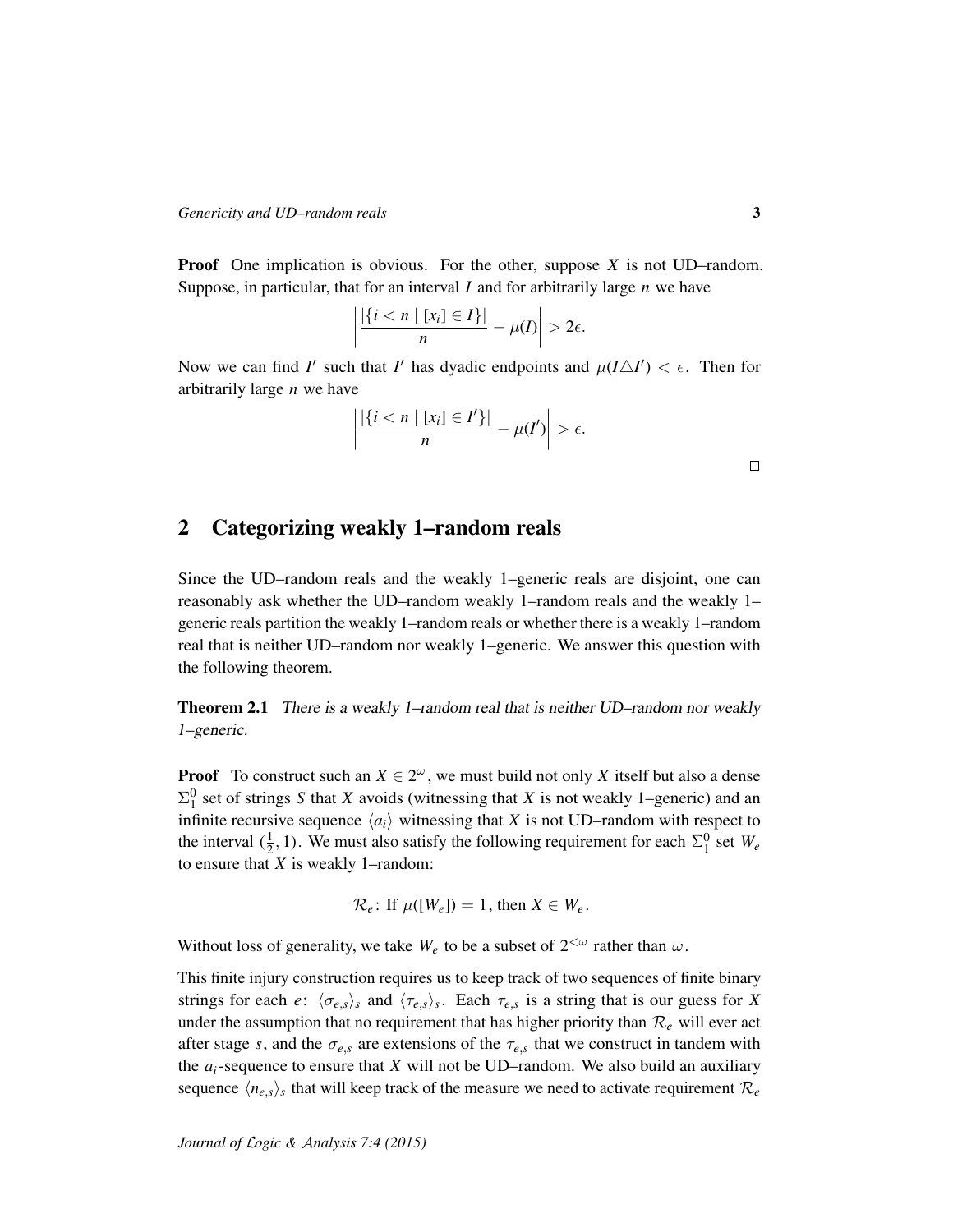**Proof** One implication is obvious. For the other, suppose $X$ is not UD–random. Suppose, in particular, that for an interval $I$ and for arbitrarily large $n$ we have

$$\left| \frac{|\{i < n \mid [x_i] \in I\}|}{n} - \mu(I) \right| > 2\epsilon.$$

Now we can find $I'$ such that $I'$ has dyadic endpoints and $\mu(I \triangle I') < \epsilon$. Then for arbitrarily large $n$ we have

$$\left| \frac{|\{i < n \mid [x_i] \in I'\}|}{n} - \mu(I') \right| > \epsilon.$$

□

## 2 Categorizing weakly 1–random reals

Since the UD–random reals and the weakly 1–generic reals are disjoint, one can reasonably ask whether the UD–random weakly 1–random reals and the weakly 1–generic reals partition the weakly 1–random reals or whether there is a weakly 1–random real that is neither UD–random nor weakly 1–generic. We answer this question with the following theorem.

**Theorem 2.1** *There is a weakly 1–random real that is neither UD–random nor weakly 1–generic.*

**Proof** To construct such an $X \in 2^\omega$, we must build not only $X$ itself but also a dense $\Sigma^0_1$ set of strings $S$ that $X$ avoids (witnessing that $X$ is not weakly 1–generic) and an infinite recursive sequence $\langle a_i \rangle$ witnessing that $X$ is not UD–random with respect to the interval $(\frac{1}{2}, 1)$. We must also satisfy the following requirement for each $\Sigma^0_1$ set $W_e$ to ensure that $X$ is weakly 1–random:

$$\mathcal{R}_e\text{: If } \mu([W_e]) = 1\text{, then } X \in W_e.$$

Without loss of generality, we take $W_e$ to be a subset of $2^{<\omega}$ rather than $\omega$.

This finite injury construction requires us to keep track of two sequences of finite binary strings for each $e$: $\langle \sigma_{e,s} \rangle_s$ and $\langle \tau_{e,s} \rangle_s$. Each $\tau_{e,s}$ is a string that is our guess for $X$ under the assumption that no requirement that has higher priority than $\mathcal{R}_e$ will ever act after stage $s$, and the $\sigma_{e,s}$ are extensions of the $\tau_{e,s}$ that we construct in tandem with the $a_i$-sequence to ensure that $X$ will not be UD–random. We also build an auxiliary sequence $\langle n_{e,s} \rangle_s$ that will keep track of the measure we need to activate requirement $\mathcal{R}_e$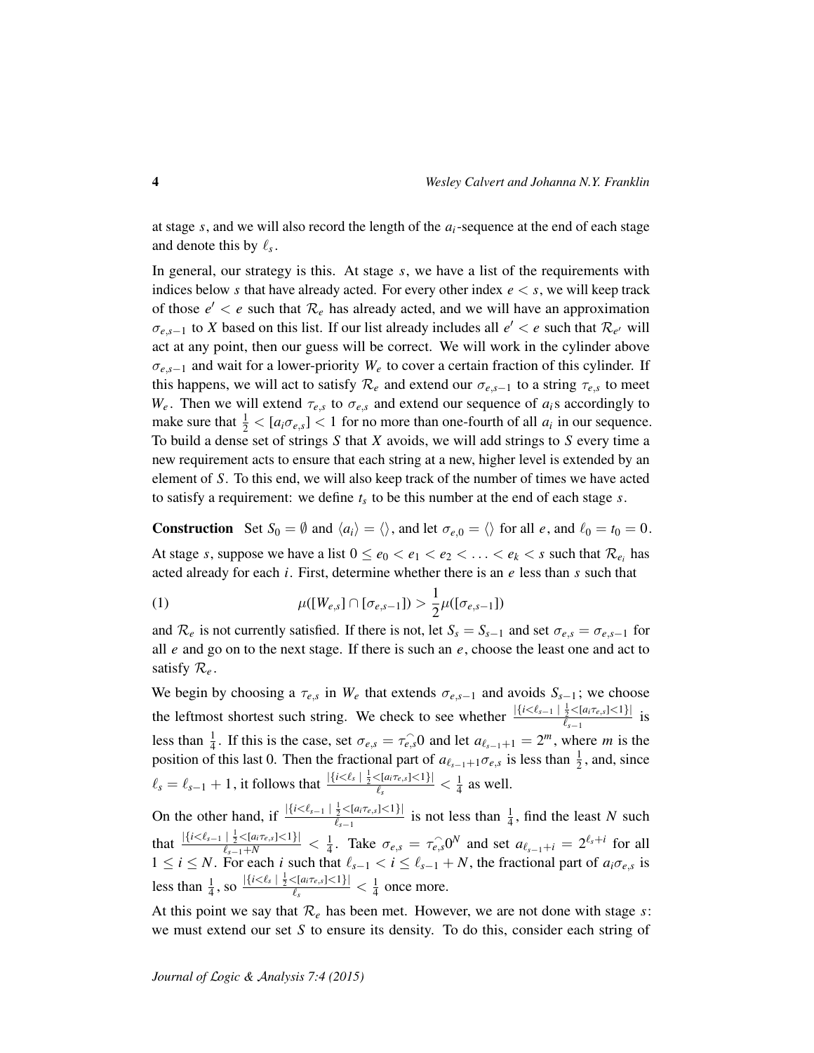at stage $s$, and we will also record the length of the $a_i$-sequence at the end of each stage and denote this by $\ell_s$.

In general, our strategy is this. At stage $s$, we have a list of the requirements with indices below $s$ that have already acted. For every other index $e < s$, we will keep track of those $e' < e$ such that $\mathcal{R}_e$ has already acted, and we will have an approximation $\sigma_{e,s-1}$ to $X$ based on this list. If our list already includes all $e' < e$ such that $\mathcal{R}_{e'}$ will act at any point, then our guess will be correct. We will work in the cylinder above $\sigma_{e,s-1}$ and wait for a lower-priority $W_e$ to cover a certain fraction of this cylinder. If this happens, we will act to satisfy $\mathcal{R}_e$ and extend our $\sigma_{e,s-1}$ to a string $\tau_{e,s}$ to meet $W_e$. Then we will extend $\tau_{e,s}$ to $\sigma_{e,s}$ and extend our sequence of $a_i$s accordingly to make sure that $\frac{1}{2} < [a_i \sigma_{e,s}] < 1$ for no more than one-fourth of all $a_i$ in our sequence. To build a dense set of strings $S$ that $X$ avoids, we will add strings to $S$ every time a new requirement acts to ensure that each string at a new, higher level is extended by an element of $S$. To this end, we will also keep track of the number of times we have acted to satisfy a requirement: we define $t_s$ to be this number at the end of each stage $s$.

**Construction** Set $S_0 = \emptyset$ and $\langle a_i \rangle = \langle\rangle$, and let $\sigma_{e,0} = \langle\rangle$ for all $e$, and $\ell_0 = t_0 = 0$.

At stage $s$, suppose we have a list $0 \leq e_0 < e_1 < e_2 < \ldots < e_k < s$ such that $\mathcal{R}_{e_i}$ has acted already for each $i$. First, determine whether there is an $e$ less than $s$ such that

$$\mu([W_{e,s}] \cap [\sigma_{e,s-1}]) > \frac{1}{2}\mu([\sigma_{e,s-1}]) \tag{1}$$

and $\mathcal{R}_e$ is not currently satisfied. If there is not, let $S_s = S_{s-1}$ and set $\sigma_{e,s} = \sigma_{e,s-1}$ for all $e$ and go on to the next stage. If there is such an $e$, choose the least one and act to satisfy $\mathcal{R}_e$.

We begin by choosing a $\tau_{e,s}$ in $W_e$ that extends $\sigma_{e,s-1}$ and avoids $S_{s-1}$; we choose the leftmost shortest such string. We check to see whether $\frac{|\{i<\ell_{s-1} \mid \frac{1}{2}<[a_i\tau_{e,s}]<1\}|}{\ell_{s-1}}$ is less than $\frac{1}{4}$. If this is the case, set $\sigma_{e,s} = \tau_{e,s}^\frown 0$ and let $a_{\ell_{s-1}+1} = 2^m$, where $m$ is the position of this last 0. Then the fractional part of $a_{\ell_{s-1}+1}\sigma_{e,s}$ is less than $\frac{1}{2}$, and, since $\ell_s = \ell_{s-1}+1$, it follows that $\frac{|\{i<\ell_s \mid \frac{1}{2}<[a_i\tau_{e,s}]<1\}|}{\ell_s} < \frac{1}{4}$ as well.

On the other hand, if $\frac{|\{i<\ell_{s-1} \mid \frac{1}{2}<[a_i\tau_{e,s}]<1\}|}{\ell_{s-1}}$ is not less than $\frac{1}{4}$, find the least $N$ such that $\frac{|\{i<\ell_{s-1} \mid \frac{1}{2}<[a_i\tau_{e,s}]<1\}|}{\ell_{s-1}+N} < \frac{1}{4}$. Take $\sigma_{e,s} = \tau_{e,s}^\frown 0^N$ and set $a_{\ell_{s-1}+i} = 2^{\ell_s+i}$ for all $1 \leq i \leq N$. For each $i$ such that $\ell_{s-1} < i \leq \ell_{s-1}+N$, the fractional part of $a_i\sigma_{e,s}$ is less than $\frac{1}{4}$, so $\frac{|\{i<\ell_s \mid \frac{1}{2}<[a_i\tau_{e,s}]<1\}|}{\ell_s} < \frac{1}{4}$ once more.

At this point we say that $\mathcal{R}_e$ has been met. However, we are not done with stage $s$: we must extend our set $S$ to ensure its density. To do this, consider each string of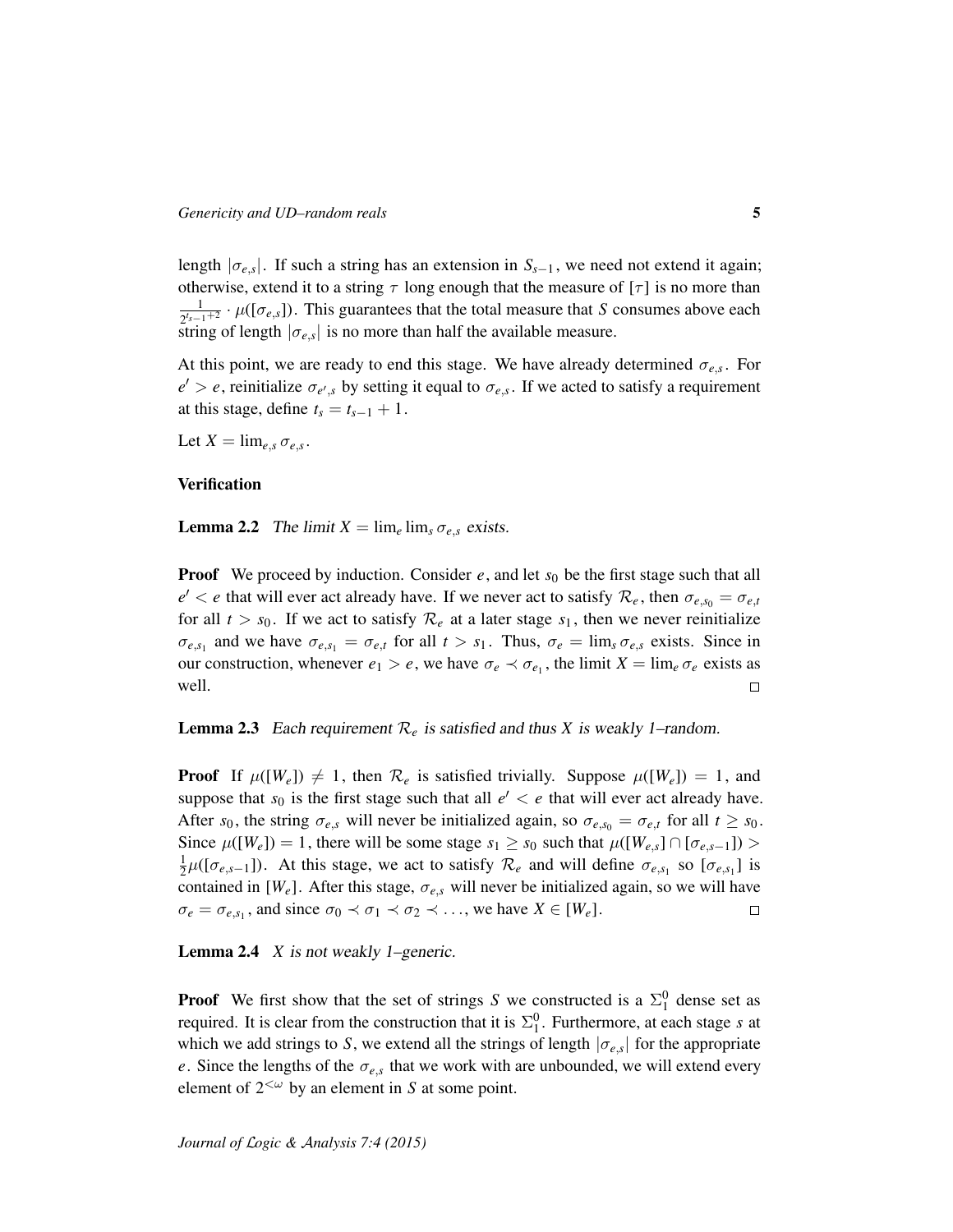length $|\sigma_{e,s}|$. If such a string has an extension in $S_{s-1}$, we need not extend it again; otherwise, extend it to a string $\tau$ long enough that the measure of $[\tau]$ is no more than $\frac{1}{2^{t_{s-1}+2}} \cdot \mu([\sigma_{e,s}])$. This guarantees that the total measure that $S$ consumes above each string of length $|\sigma_{e,s}|$ is no more than half the available measure.

At this point, we are ready to end this stage. We have already determined $\sigma_{e,s}$. For $e' > e$, reinitialize $\sigma_{e',s}$ by setting it equal to $\sigma_{e,s}$. If we acted to satisfy a requirement at this stage, define $t_s = t_{s-1} + 1$.

Let $X = \lim_{e,s} \sigma_{e,s}$.

**Verification**

**Lemma 2.2** *The limit $X = \lim_e \lim_s \sigma_{e,s}$ exists.*

**Proof** We proceed by induction. Consider $e$, and let $s_0$ be the first stage such that all $e' < e$ that will ever act already have. If we never act to satisfy $\mathcal{R}_e$, then $\sigma_{e,s_0} = \sigma_{e,t}$ for all $t > s_0$. If we act to satisfy $\mathcal{R}_e$ at a later stage $s_1$, then we never reinitialize $\sigma_{e,s_1}$ and we have $\sigma_{e,s_1} = \sigma_{e,t}$ for all $t > s_1$. Thus, $\sigma_e = \lim_s \sigma_{e,s}$ exists. Since in our construction, whenever $e_1 > e$, we have $\sigma_e \prec \sigma_{e_1}$, the limit $X = \lim_e \sigma_e$ exists as well. $\square$

**Lemma 2.3** *Each requirement $\mathcal{R}_e$ is satisfied and thus $X$ is weakly 1–random.*

**Proof** If $\mu([W_e]) \neq 1$, then $\mathcal{R}_e$ is satisfied trivially. Suppose $\mu([W_e]) = 1$, and suppose that $s_0$ is the first stage such that all $e' < e$ that will ever act already have. After $s_0$, the string $\sigma_{e,s}$ will never be initialized again, so $\sigma_{e,s_0} = \sigma_{e,t}$ for all $t \geq s_0$. Since $\mu([W_e]) = 1$, there will be some stage $s_1 \geq s_0$ such that $\mu([W_{e,s}] \cap [\sigma_{e,s-1}]) > \frac{1}{2}\mu([\sigma_{e,s-1}])$. At this stage, we act to satisfy $\mathcal{R}_e$ and will define $\sigma_{e,s_1}$ so $[\sigma_{e,s_1}]$ is contained in $[W_e]$. After this stage, $\sigma_{e,s}$ will never be initialized again, so we will have $\sigma_e = \sigma_{e,s_1}$, and since $\sigma_0 \prec \sigma_1 \prec \sigma_2 \prec \ldots$, we have $X \in [W_e]$. $\square$

**Lemma 2.4** *$X$ is not weakly 1–generic.*

**Proof** We first show that the set of strings $S$ we constructed is a $\Sigma^0_1$ dense set as required. It is clear from the construction that it is $\Sigma^0_1$. Furthermore, at each stage $s$ at which we add strings to $S$, we extend all the strings of length $|\sigma_{e,s}|$ for the appropriate $e$. Since the lengths of the $\sigma_{e,s}$ that we work with are unbounded, we will extend every element of $2^{<\omega}$ by an element in $S$ at some point.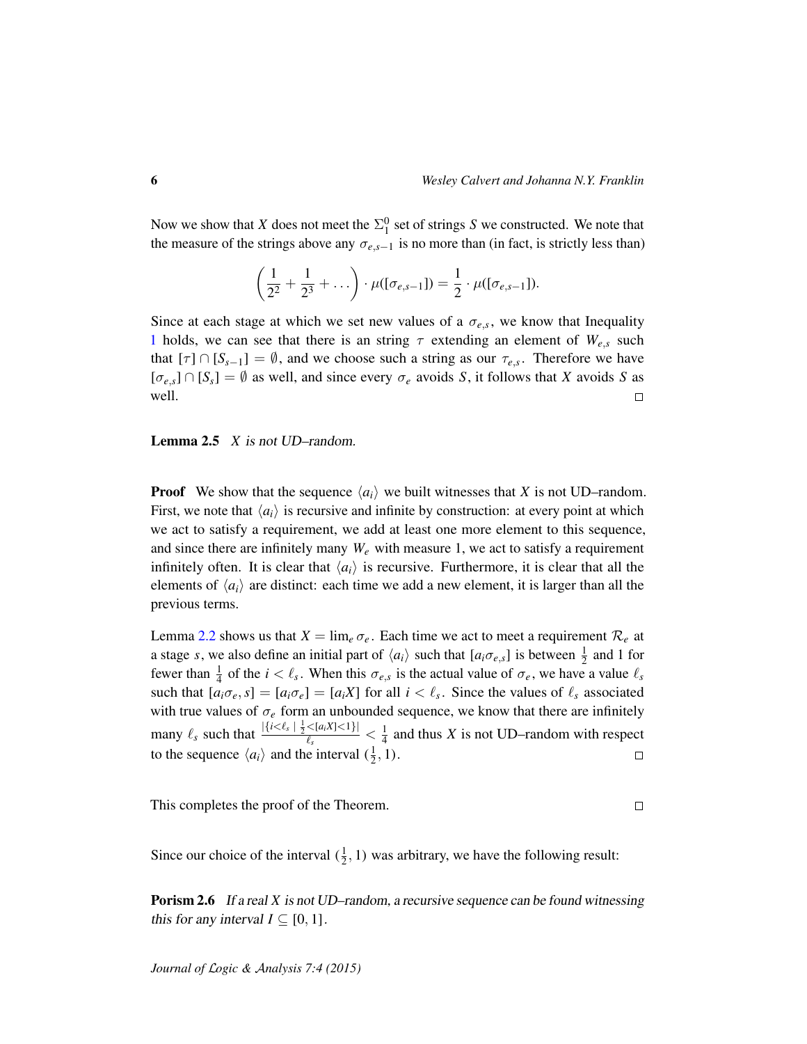Now we show that $X$ does not meet the $\Sigma^0_1$ set of strings $S$ we constructed. We note that the measure of the strings above any $\sigma_{e,s-1}$ is no more than (in fact, is strictly less than)

$$\left(\frac{1}{2^2}+\frac{1}{2^3}+\dots\right)\cdot\mu([\sigma_{e,s-1}])=\frac{1}{2}\cdot\mu([\sigma_{e,s-1}]).$$

Since at each stage at which we set new values of a $\sigma_{e,s}$, we know that Inequality 1 holds, we can see that there is an string $\tau$ extending an element of $W_{e,s}$ such that $[\tau]\cap[S_{s-1}]=\emptyset$, and we choose such a string as our $\tau_{e,s}$. Therefore we have $[\sigma_{e,s}]\cap[S_s]=\emptyset$ as well, and since every $\sigma_e$ avoids $S$, it follows that $X$ avoids $S$ as well. $\square$

**Lemma 2.5** *$X$ is not UD–random.*

**Proof** We show that the sequence $\langle a_i\rangle$ we built witnesses that $X$ is not UD–random. First, we note that $\langle a_i\rangle$ is recursive and infinite by construction: at every point at which we act to satisfy a requirement, we add at least one more element to this sequence, and since there are infinitely many $W_e$ with measure 1, we act to satisfy a requirement infinitely often. It is clear that $\langle a_i\rangle$ is recursive. Furthermore, it is clear that all the elements of $\langle a_i\rangle$ are distinct: each time we add a new element, it is larger than all the previous terms.

Lemma 2.2 shows us that $X=\lim_e\sigma_e$. Each time we act to meet a requirement $\mathcal{R}_e$ at a stage $s$, we also define an initial part of $\langle a_i\rangle$ such that $[a_i\sigma_{e,s}]$ is between $\frac{1}{2}$ and 1 for fewer than $\frac{1}{4}$ of the $i<\ell_s$. When this $\sigma_{e,s}$ is the actual value of $\sigma_e$, we have a value $\ell_s$ such that $[a_i\sigma_e,s]=[a_i\sigma_e]=[a_iX]$ for all $i<\ell_s$. Since the values of $\ell_s$ associated with true values of $\sigma_e$ form an unbounded sequence, we know that there are infinitely many $\ell_s$ such that $\frac{|\{i<\ell_s\mid\frac{1}{2}<[a_iX]<1\}|}{\ell_s}<\frac{1}{4}$ and thus $X$ is not UD–random with respect to the sequence $\langle a_i\rangle$ and the interval $(\frac{1}{2},1)$. $\square$

This completes the proof of the Theorem. $\square$

Since our choice of the interval $(\frac{1}{2},1)$ was arbitrary, we have the following result:

**Porism 2.6** *If a real $X$ is not UD–random, a recursive sequence can be found witnessing this for any interval $I\subseteq[0,1]$.*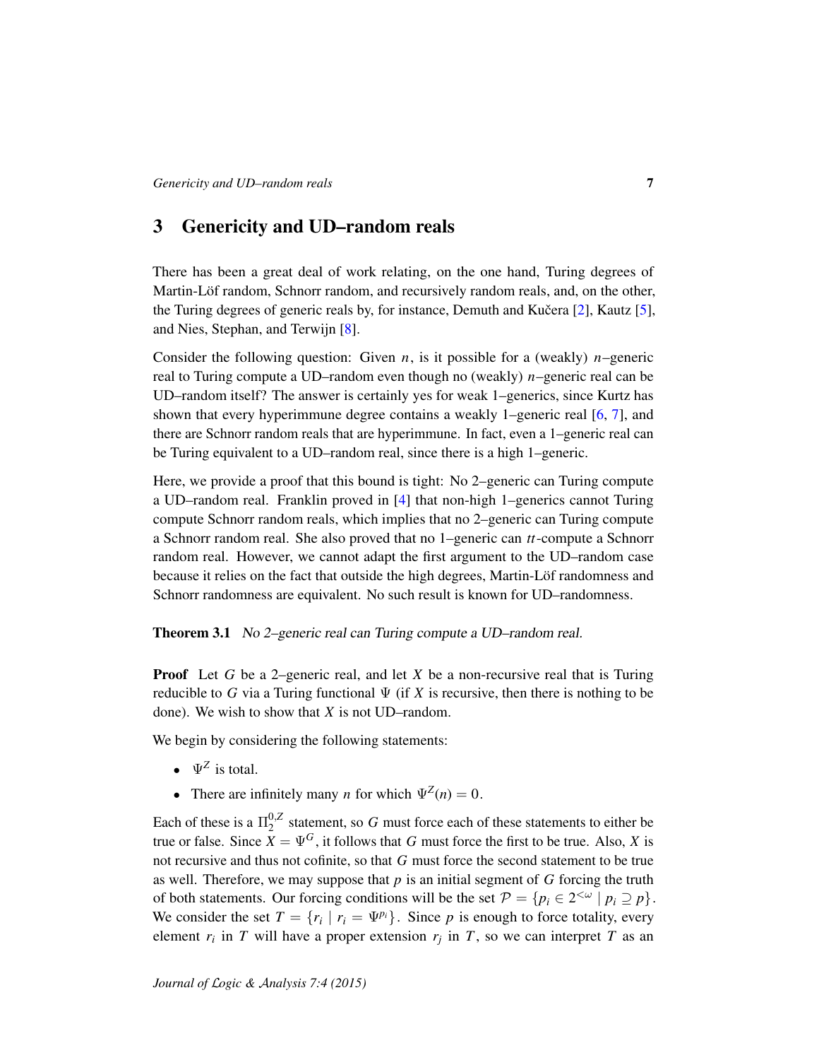## 3 Genericity and UD–random reals

There has been a great deal of work relating, on the one hand, Turing degrees of Martin-Löf random, Schnorr random, and recursively random reals, and, on the other, the Turing degrees of generic reals by, for instance, Demuth and Kučera [2], Kautz [5], and Nies, Stephan, and Terwijn [8].

Consider the following question: Given $n$, is it possible for a (weakly) $n$–generic real to Turing compute a UD–random even though no (weakly) $n$–generic real can be UD–random itself? The answer is certainly yes for weak 1–generics, since Kurtz has shown that every hyperimmune degree contains a weakly 1–generic real [6, 7], and there are Schnorr random reals that are hyperimmune. In fact, even a 1–generic real can be Turing equivalent to a UD–random real, since there is a high 1–generic.

Here, we provide a proof that this bound is tight: No 2–generic can Turing compute a UD–random real. Franklin proved in [4] that non-high 1–generics cannot Turing compute Schnorr random reals, which implies that no 2–generic can Turing compute a Schnorr random real. She also proved that no 1–generic can *tt*-compute a Schnorr random real. However, we cannot adapt the first argument to the UD–random case because it relies on the fact that outside the high degrees, Martin-Löf randomness and Schnorr randomness are equivalent. No such result is known for UD–randomness.

**Theorem 3.1** *No 2–generic real can Turing compute a UD–random real.*

**Proof** Let $G$ be a 2–generic real, and let $X$ be a non-recursive real that is Turing reducible to $G$ via a Turing functional $\Psi$ (if $X$ is recursive, then there is nothing to be done). We wish to show that $X$ is not UD–random.

We begin by considering the following statements:

- $\Psi^Z$ is total.
- There are infinitely many $n$ for which $\Psi^Z(n) = 0$.

Each of these is a $\Pi^{0,Z}_2$ statement, so $G$ must force each of these statements to either be true or false. Since $X = \Psi^G$, it follows that $G$ must force the first to be true. Also, $X$ is not recursive and thus not cofinite, so that $G$ must force the second statement to be true as well. Therefore, we may suppose that $p$ is an initial segment of $G$ forcing the truth of both statements. Our forcing conditions will be the set $\mathcal{P} = \{p_i \in 2^{<\omega} \mid p_i \supseteq p\}$. We consider the set $T = \{r_i \mid r_i = \Psi^{p_i}\}$. Since $p$ is enough to force totality, every element $r_i$ in $T$ will have a proper extension $r_j$ in $T$, so we can interpret $T$ as an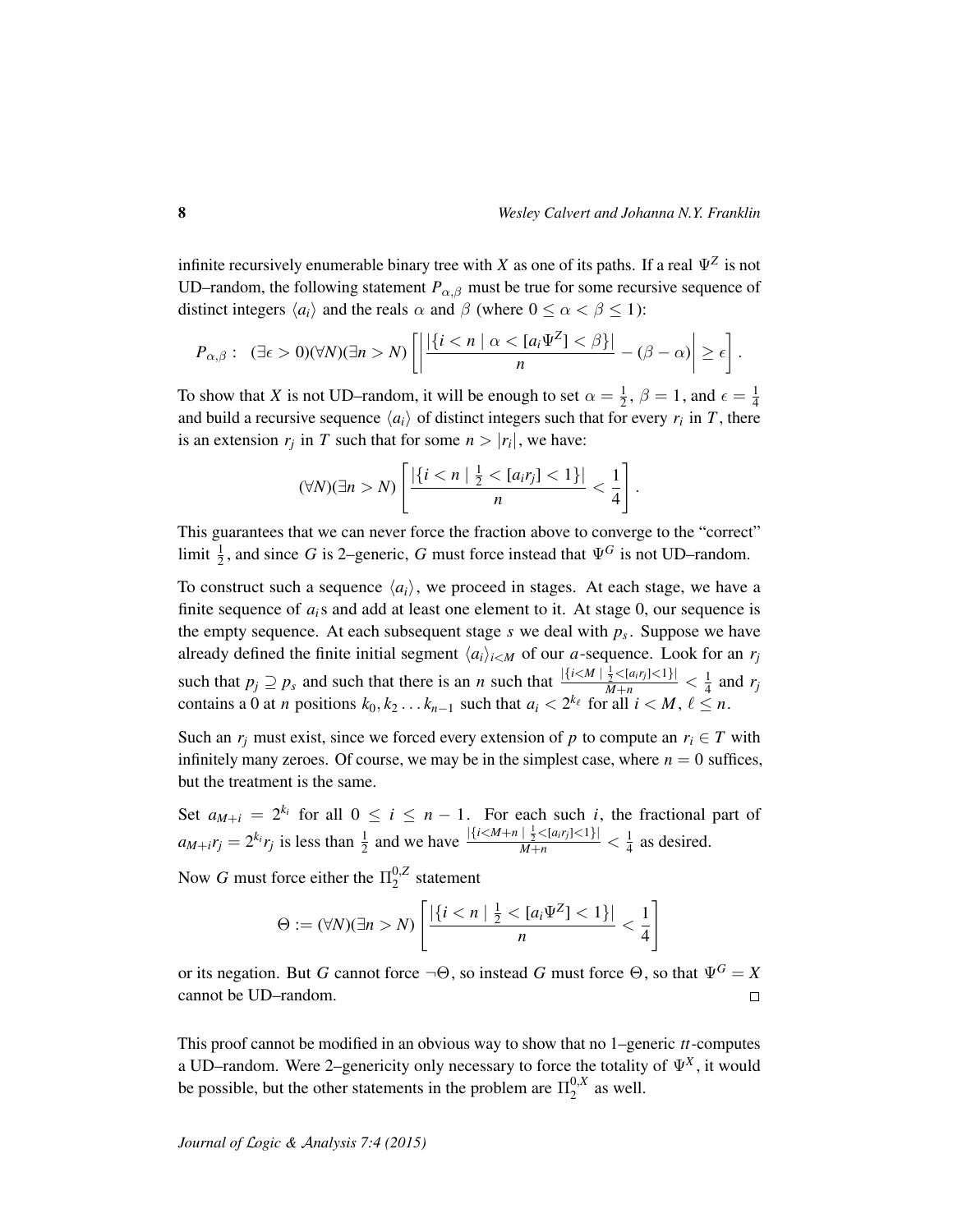infinite recursively enumerable binary tree with $X$ as one of its paths. If a real $\Psi^Z$ is not UD–random, the following statement $P_{\alpha,\beta}$ must be true for some recursive sequence of distinct integers $\langle a_i \rangle$ and the reals $\alpha$ and $\beta$ (where $0 \leq \alpha < \beta \leq 1$):

$$P_{\alpha,\beta}: \quad (\exists \epsilon > 0)(\forall N)(\exists n > N)\left[\left|\frac{|\{i < n \mid \alpha < [a_i \Psi^Z] < \beta\}|}{n} - (\beta - \alpha)\right| \geq \epsilon\right].$$

To show that $X$ is not UD–random, it will be enough to set $\alpha = \frac{1}{2}$, $\beta = 1$, and $\epsilon = \frac{1}{4}$ and build a recursive sequence $\langle a_i \rangle$ of distinct integers such that for every $r_i$ in $T$, there is an extension $r_j$ in $T$ such that for some $n > |r_i|$, we have:

$$(\forall N)(\exists n > N)\left[\frac{|\{i < n \mid \frac{1}{2} < [a_i r_j] < 1\}|}{n} < \frac{1}{4}\right].$$

This guarantees that we can never force the fraction above to converge to the "correct" limit $\frac{1}{2}$, and since $G$ is 2–generic, $G$ must force instead that $\Psi^G$ is not UD–random.

To construct such a sequence $\langle a_i \rangle$, we proceed in stages. At each stage, we have a finite sequence of $a_i$s and add at least one element to it. At stage 0, our sequence is the empty sequence. At each subsequent stage $s$ we deal with $p_s$. Suppose we have already defined the finite initial segment $\langle a_i \rangle_{i<M}$ of our $a$-sequence. Look for an $r_j$ such that $p_j \supseteq p_s$ and such that there is an $n$ such that $\frac{|\{i<M \mid \frac{1}{2}<[a_i r_j]<1\}|}{M+n} < \frac{1}{4}$ and $r_j$ contains a 0 at $n$ positions $k_0, k_2 \ldots k_{n-1}$ such that $a_i < 2^{k_\ell}$ for all $i < M$, $\ell \leq n$.

Such an $r_j$ must exist, since we forced every extension of $p$ to compute an $r_i \in T$ with infinitely many zeroes. Of course, we may be in the simplest case, where $n = 0$ suffices, but the treatment is the same.

Set $a_{M+i} = 2^{k_i}$ for all $0 \leq i \leq n-1$. For each such $i$, the fractional part of $a_{M+i} r_j = 2^{k_i} r_j$ is less than $\frac{1}{2}$ and we have $\frac{|\{i<M+n \mid \frac{1}{2}<[a_i r_j]<1\}|}{M+n} < \frac{1}{4}$ as desired.

Now $G$ must force either the $\Pi^{0,Z}_2$ statement

$$\Theta := (\forall N)(\exists n > N)\left[\frac{|\{i < n \mid \frac{1}{2} < [a_i \Psi^Z] < 1\}|}{n} < \frac{1}{4}\right]$$

or its negation. But $G$ cannot force $\neg\Theta$, so instead $G$ must force $\Theta$, so that $\Psi^G = X$ cannot be UD–random. □

This proof cannot be modified in an obvious way to show that no 1–generic *tt*-computes a UD–random. Were 2–genericity only necessary to force the totality of $\Psi^X$, it would be possible, but the other statements in the problem are $\Pi^{0,X}_2$ as well.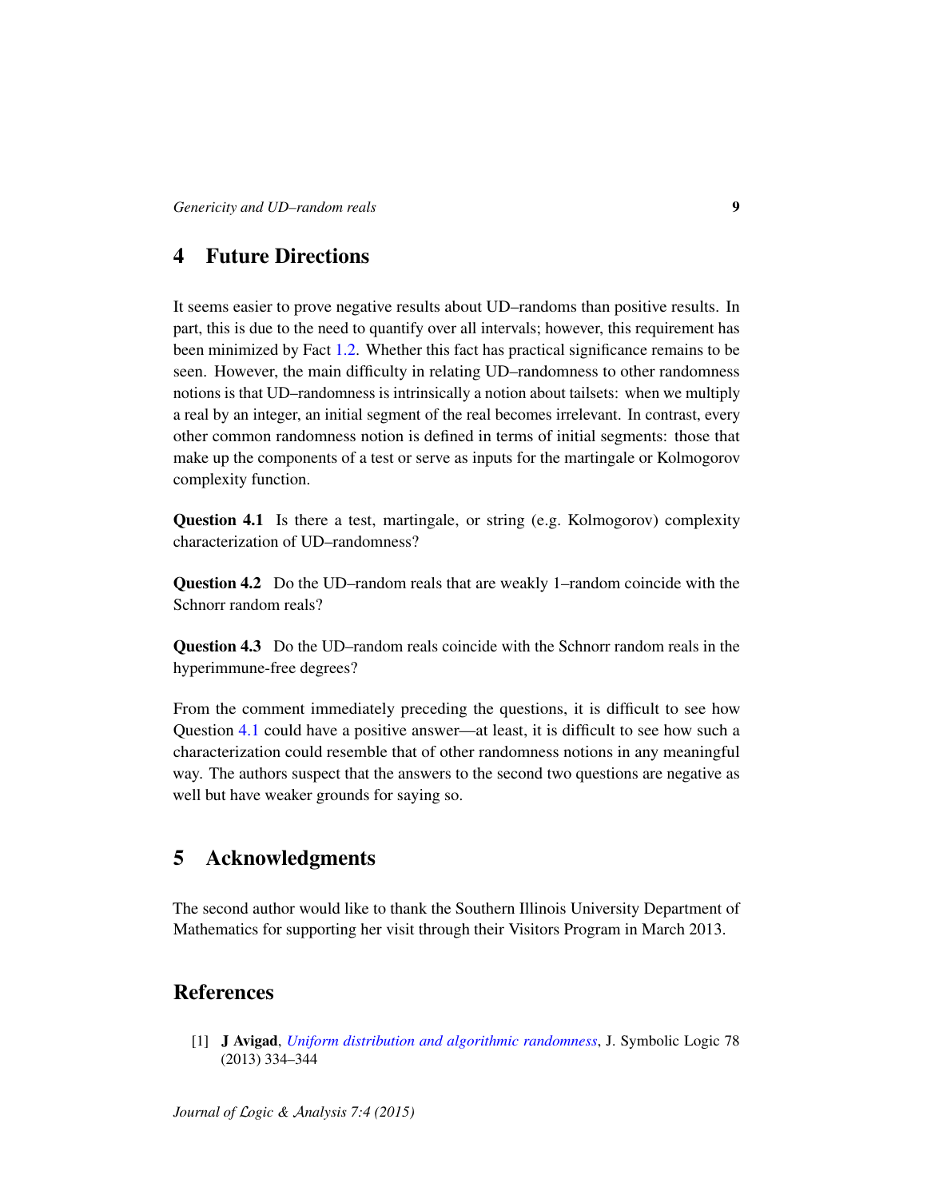## 4 Future Directions

It seems easier to prove negative results about UD–randoms than positive results. In part, this is due to the need to quantify over all intervals; however, this requirement has been minimized by Fact 1.2. Whether this fact has practical significance remains to be seen. However, the main difficulty in relating UD–randomness to other randomness notions is that UD–randomness is intrinsically a notion about tailsets: when we multiply a real by an integer, an initial segment of the real becomes irrelevant. In contrast, every other common randomness notion is defined in terms of initial segments: those that make up the components of a test or serve as inputs for the martingale or Kolmogorov complexity function.

**Question 4.1** Is there a test, martingale, or string (e.g. Kolmogorov) complexity characterization of UD–randomness?

**Question 4.2** Do the UD–random reals that are weakly 1–random coincide with the Schnorr random reals?

**Question 4.3** Do the UD–random reals coincide with the Schnorr random reals in the hyperimmune-free degrees?

From the comment immediately preceding the questions, it is difficult to see how Question 4.1 could have a positive answer—at least, it is difficult to see how such a characterization could resemble that of other randomness notions in any meaningful way. The authors suspect that the answers to the second two questions are negative as well but have weaker grounds for saying so.

## 5 Acknowledgments

The second author would like to thank the Southern Illinois University Department of Mathematics for supporting her visit through their Visitors Program in March 2013.

## References

[1] **J Avigad**, *Uniform distribution and algorithmic randomness*, J. Symbolic Logic 78 (2013) 334–344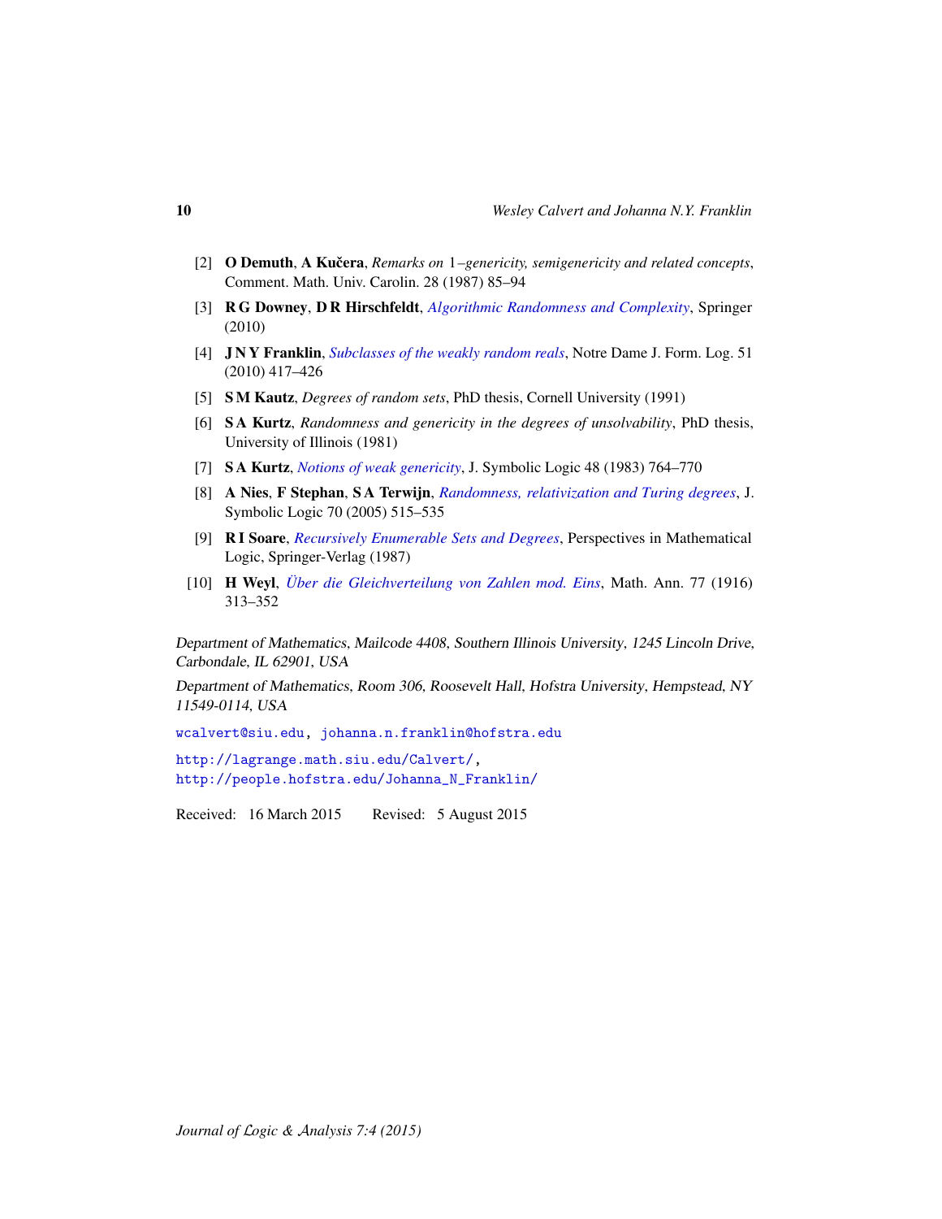[2] **O Demuth**, **A Kučera**, *Remarks on* 1*–genericity, semigenericity and related concepts*, Comment. Math. Univ. Carolin. 28 (1987) 85–94

[3] **R G Downey**, **D R Hirschfeldt**, *Algorithmic Randomness and Complexity*, Springer (2010)

[4] **J N Y Franklin**, *Subclasses of the weakly random reals*, Notre Dame J. Form. Log. 51 (2010) 417–426

[5] **S M Kautz**, *Degrees of random sets*, PhD thesis, Cornell University (1991)

[6] **S A Kurtz**, *Randomness and genericity in the degrees of unsolvability*, PhD thesis, University of Illinois (1981)

[7] **S A Kurtz**, *Notions of weak genericity*, J. Symbolic Logic 48 (1983) 764–770

[8] **A Nies**, **F Stephan**, **S A Terwijn**, *Randomness, relativization and Turing degrees*, J. Symbolic Logic 70 (2005) 515–535

[9] **R I Soare**, *Recursively Enumerable Sets and Degrees*, Perspectives in Mathematical Logic, Springer-Verlag (1987)

[10] **H Weyl**, *Über die Gleichverteilung von Zahlen mod. Eins*, Math. Ann. 77 (1916) 313–352

*Department of Mathematics, Mailcode 4408, Southern Illinois University, 1245 Lincoln Drive, Carbondale, IL 62901, USA*

*Department of Mathematics, Room 306, Roosevelt Hall, Hofstra University, Hempstead, NY 11549-0114, USA*

wcalvert@siu.edu, johanna.n.franklin@hofstra.edu

http://lagrange.math.siu.edu/Calvert/,
http://people.hofstra.edu/Johanna_N_Franklin/

Received: 16 March 2015 Revised: 5 August 2015